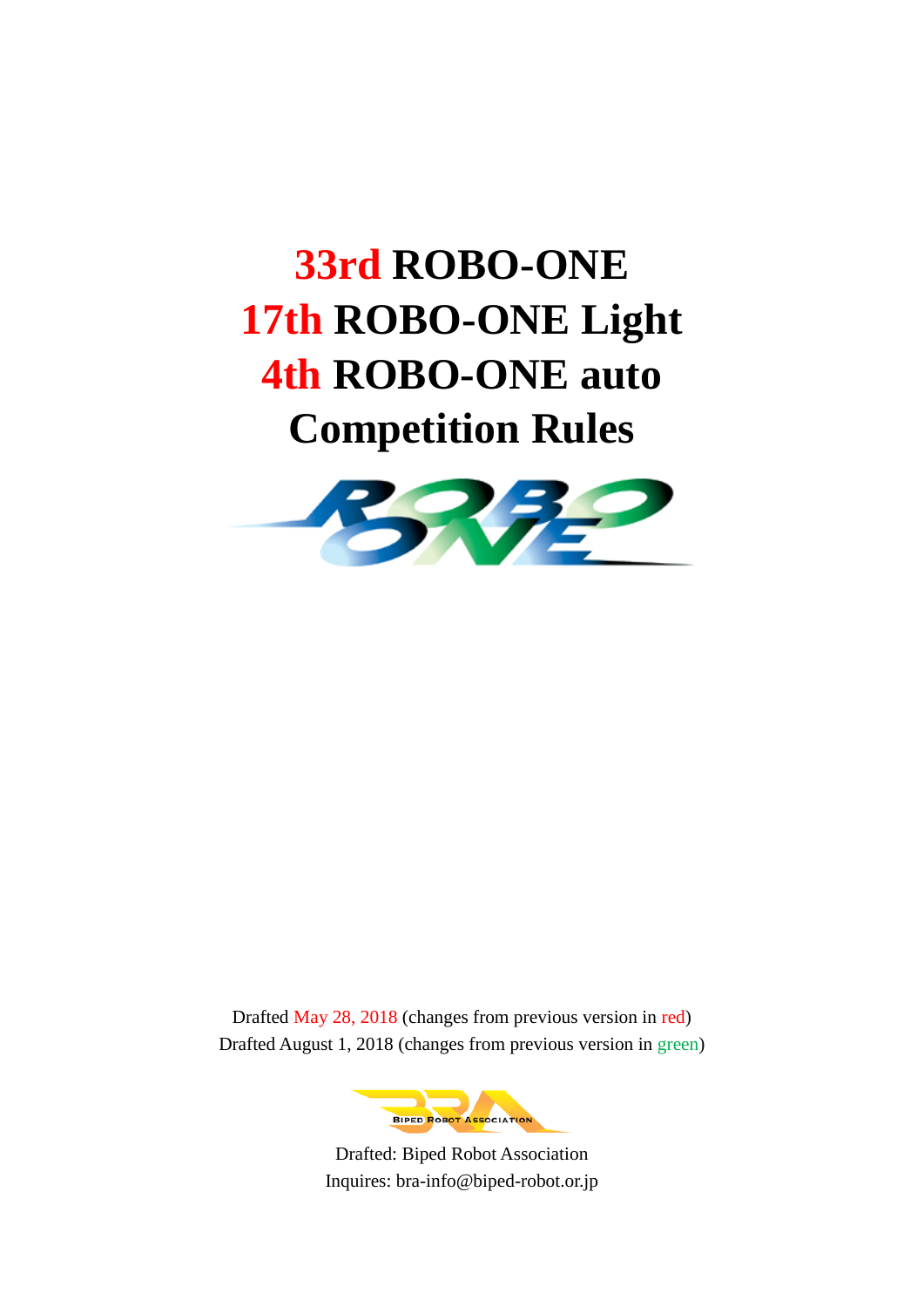# 33rd ROBO-ONE
# 17th ROBO-ONE Light
# 4th ROBO-ONE auto
# Competition Rules

Drafted May 28, 2018 (changes from previous version in red)

Drafted August 1, 2018 (changes from previous version in green)

Drafted: Biped Robot Association

Inquires: bra-info@biped-robot.or.jp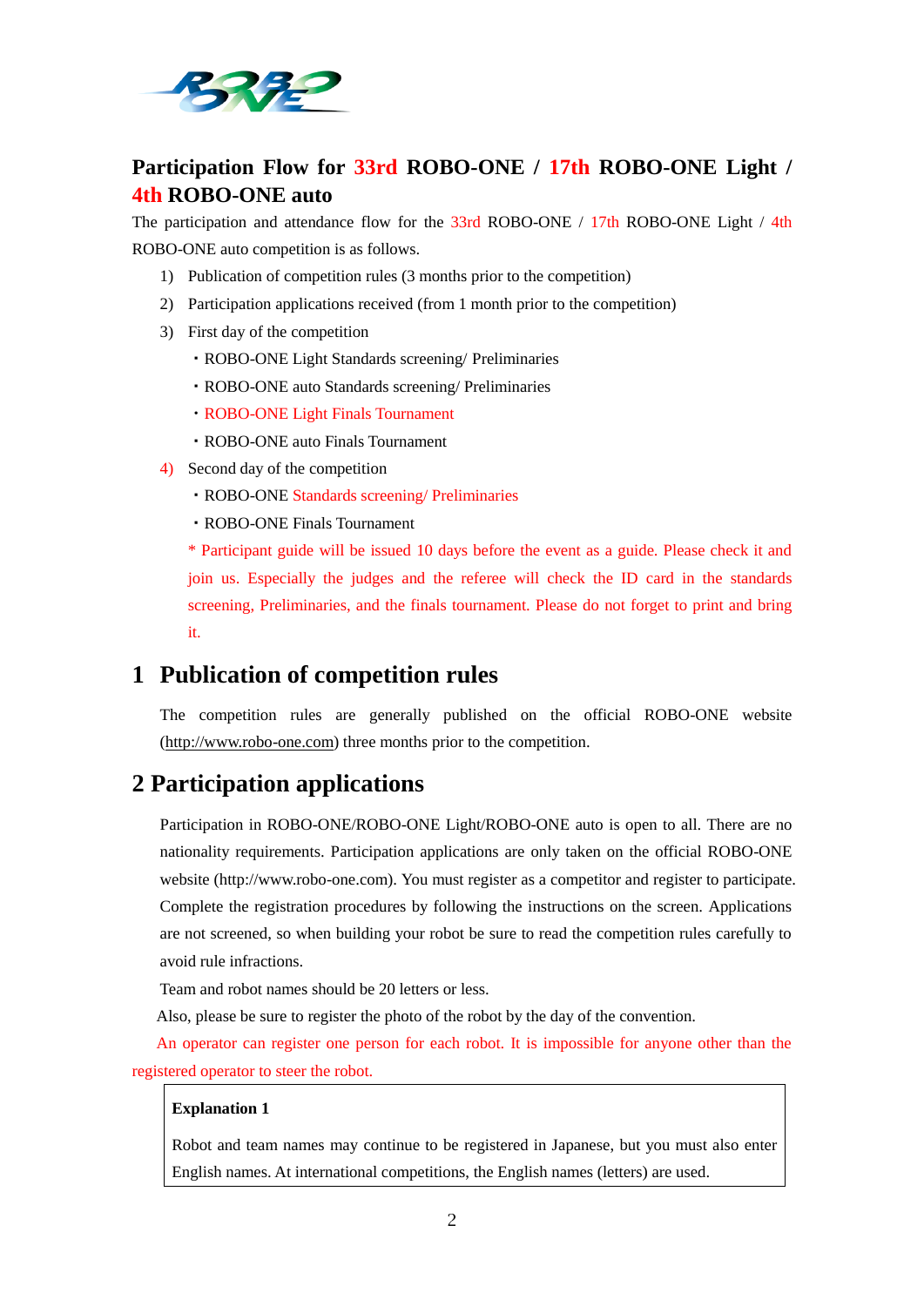## Participation Flow for 33rd ROBO-ONE / 17th ROBO-ONE Light / 4th ROBO-ONE auto

The participation and attendance flow for the 33rd ROBO-ONE / 17th ROBO-ONE Light / 4th ROBO-ONE auto competition is as follows.

1) Publication of competition rules (3 months prior to the competition)
2) Participation applications received (from 1 month prior to the competition)
3) First day of the competition
   - ROBO-ONE Light Standards screening/ Preliminaries
   - ROBO-ONE auto Standards screening/ Preliminaries
   - ROBO-ONE Light Finals Tournament
   - ROBO-ONE auto Finals Tournament
4) Second day of the competition
   - ROBO-ONE Standards screening/ Preliminaries
   - ROBO-ONE Finals Tournament

   * Participant guide will be issued 10 days before the event as a guide. Please check it and join us. Especially the judges and the referee will check the ID card in the standards screening, Preliminaries, and the finals tournament. Please do not forget to print and bring it.

# 1 Publication of competition rules

The competition rules are generally published on the official ROBO-ONE website (http://www.robo-one.com) three months prior to the competition.

# 2 Participation applications

Participation in ROBO-ONE/ROBO-ONE Light/ROBO-ONE auto is open to all. There are no nationality requirements. Participation applications are only taken on the official ROBO-ONE website (http://www.robo-one.com). You must register as a competitor and register to participate. Complete the registration procedures by following the instructions on the screen. Applications are not screened, so when building your robot be sure to read the competition rules carefully to avoid rule infractions.

Team and robot names should be 20 letters or less.

Also, please be sure to register the photo of the robot by the day of the convention.

An operator can register one person for each robot. It is impossible for anyone other than the registered operator to steer the robot.

> **Explanation 1**
>
> Robot and team names may continue to be registered in Japanese, but you must also enter English names. At international competitions, the English names (letters) are used.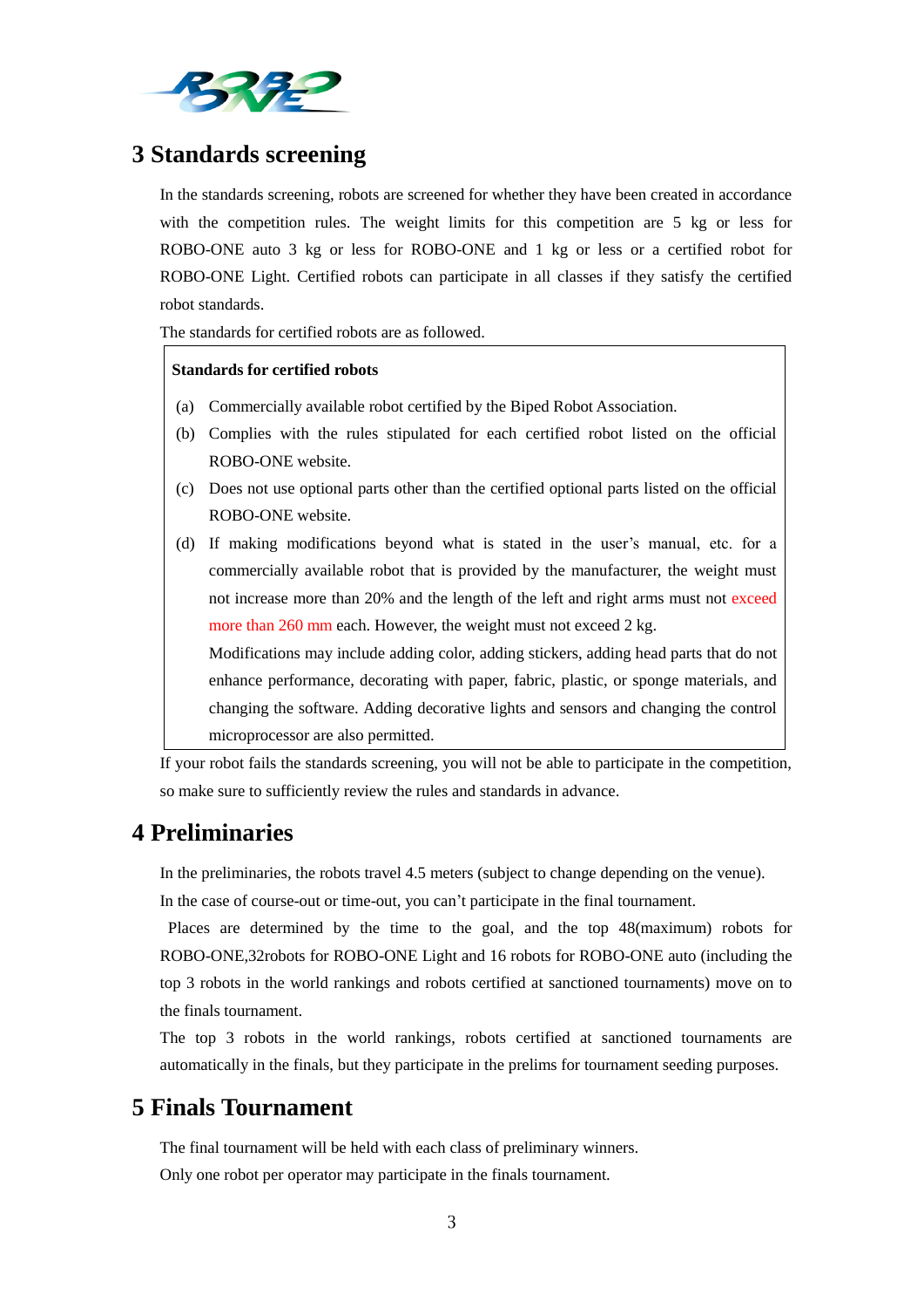## 3 Standards screening

In the standards screening, robots are screened for whether they have been created in accordance with the competition rules. The weight limits for this competition are 5 kg or less for ROBO-ONE auto 3 kg or less for ROBO-ONE and 1 kg or less or a certified robot for ROBO-ONE Light. Certified robots can participate in all classes if they satisfy the certified robot standards.

The standards for certified robots are as followed.

> **Standards for certified robots**
>
> (a) Commercially available robot certified by the Biped Robot Association.
>
> (b) Complies with the rules stipulated for each certified robot listed on the official ROBO-ONE website.
>
> (c) Does not use optional parts other than the certified optional parts listed on the official ROBO-ONE website.
>
> (d) If making modifications beyond what is stated in the user's manual, etc. for a commercially available robot that is provided by the manufacturer, the weight must not increase more than 20% and the length of the left and right arms must not exceed more than 260 mm each. However, the weight must not exceed 2 kg.
>
> Modifications may include adding color, adding stickers, adding head parts that do not enhance performance, decorating with paper, fabric, plastic, or sponge materials, and changing the software. Adding decorative lights and sensors and changing the control microprocessor are also permitted.

If your robot fails the standards screening, you will not be able to participate in the competition, so make sure to sufficiently review the rules and standards in advance.

## 4 Preliminaries

In the preliminaries, the robots travel 4.5 meters (subject to change depending on the venue).

In the case of course-out or time-out, you can't participate in the final tournament.

Places are determined by the time to the goal, and the top 48(maximum) robots for ROBO-ONE,32robots for ROBO-ONE Light and 16 robots for ROBO-ONE auto (including the top 3 robots in the world rankings and robots certified at sanctioned tournaments) move on to the finals tournament.

The top 3 robots in the world rankings, robots certified at sanctioned tournaments are automatically in the finals, but they participate in the prelims for tournament seeding purposes.

## 5 Finals Tournament

The final tournament will be held with each class of preliminary winners.

Only one robot per operator may participate in the finals tournament.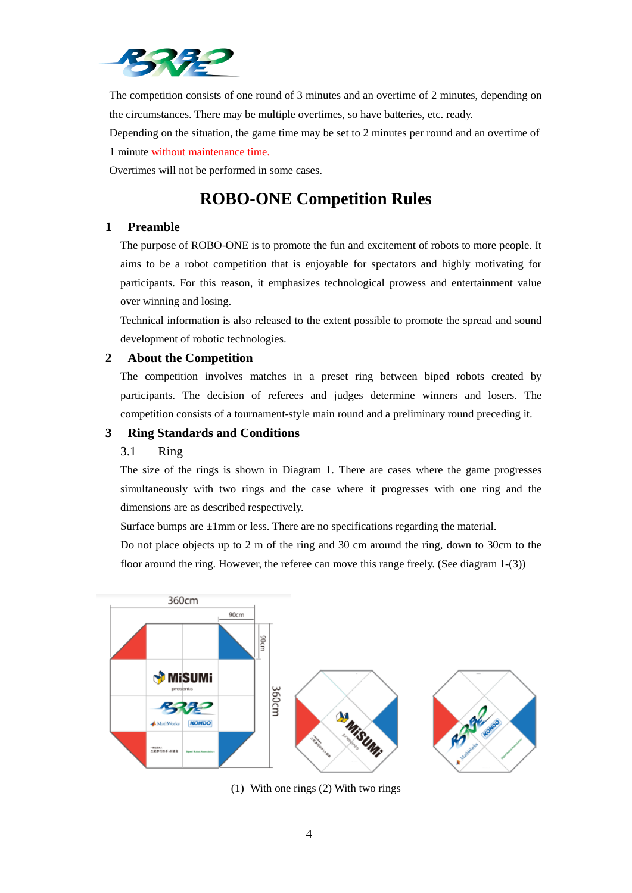The competition consists of one round of 3 minutes and an overtime of 2 minutes, depending on the circumstances. There may be multiple overtimes, so have batteries, etc. ready.

Depending on the situation, the game time may be set to 2 minutes per round and an overtime of 1 minute without maintenance time.

Overtimes will not be performed in some cases.

# ROBO-ONE Competition Rules

## 1 Preamble

The purpose of ROBO-ONE is to promote the fun and excitement of robots to more people. It aims to be a robot competition that is enjoyable for spectators and highly motivating for participants. For this reason, it emphasizes technological prowess and entertainment value over winning and losing.

Technical information is also released to the extent possible to promote the spread and sound development of robotic technologies.

## 2 About the Competition

The competition involves matches in a preset ring between biped robots created by participants. The decision of referees and judges determine winners and losers. The competition consists of a tournament-style main round and a preliminary round preceding it.

## 3 Ring Standards and Conditions

### 3.1 Ring

The size of the rings is shown in Diagram 1. There are cases where the game progresses simultaneously with two rings and the case where it progresses with one ring and the dimensions are as described respectively.

Surface bumps are ±1mm or less. There are no specifications regarding the material.

Do not place objects up to 2 m of the ring and 30 cm around the ring, down to 30cm to the floor around the ring. However, the referee can move this range freely. (See diagram 1-(3))

(1) With one rings (2) With two rings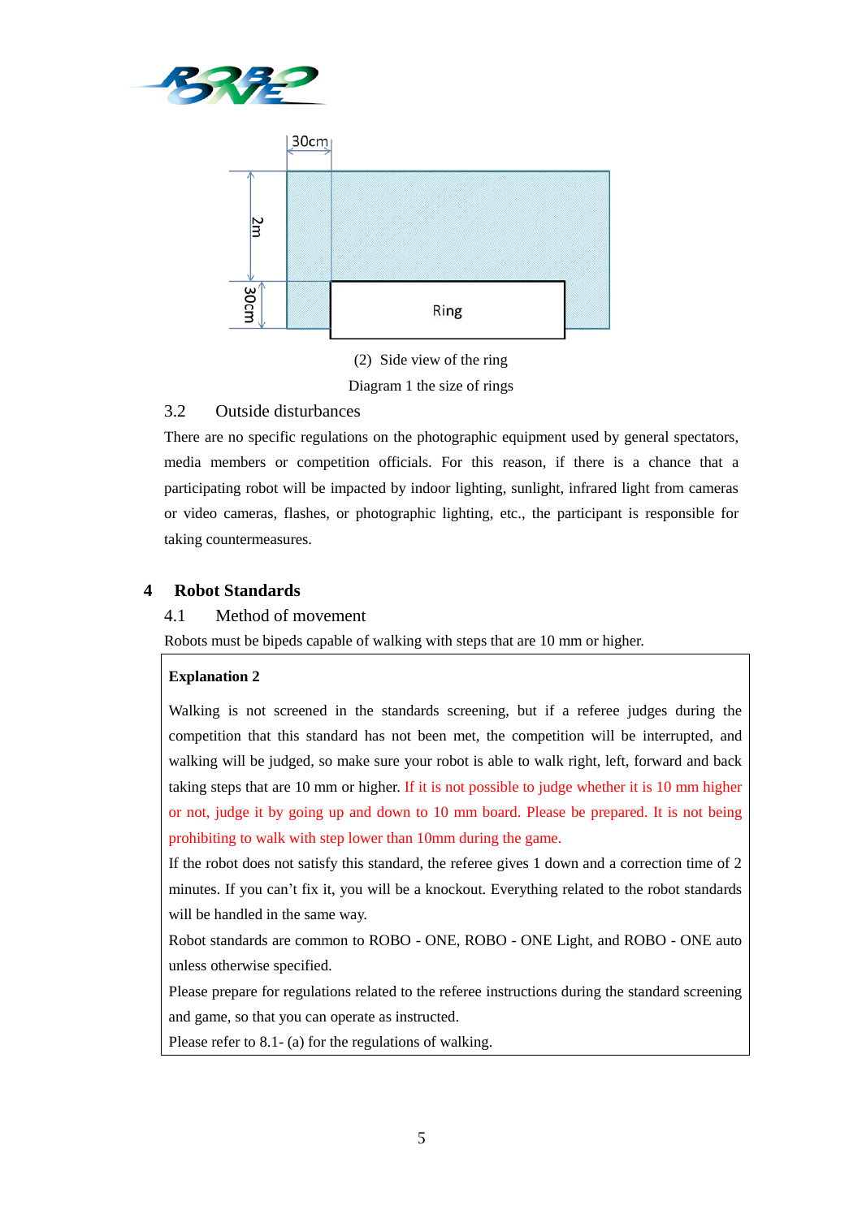30cm

2m

30cm

Ring

(2) Side view of the ring

Diagram 1 the size of rings

### 3.2 Outside disturbances

There are no specific regulations on the photographic equipment used by general spectators, media members or competition officials. For this reason, if there is a chance that a participating robot will be impacted by indoor lighting, sunlight, infrared light from cameras or video cameras, flashes, or photographic lighting, etc., the participant is responsible for taking countermeasures.

## 4 Robot Standards

### 4.1 Method of movement

Robots must be bipeds capable of walking with steps that are 10 mm or higher.

> **Explanation 2**
>
> Walking is not screened in the standards screening, but if a referee judges during the competition that this standard has not been met, the competition will be interrupted, and walking will be judged, so make sure your robot is able to walk right, left, forward and back taking steps that are 10 mm or higher. If it is not possible to judge whether it is 10 mm higher or not, judge it by going up and down to 10 mm board. Please be prepared. It is not being prohibiting to walk with step lower than 10mm during the game.
>
> If the robot does not satisfy this standard, the referee gives 1 down and a correction time of 2 minutes. If you can't fix it, you will be a knockout. Everything related to the robot standards will be handled in the same way.
>
> Robot standards are common to ROBO - ONE, ROBO - ONE Light, and ROBO - ONE auto unless otherwise specified.
>
> Please prepare for regulations related to the referee instructions during the standard screening and game, so that you can operate as instructed.
>
> Please refer to 8.1- (a) for the regulations of walking.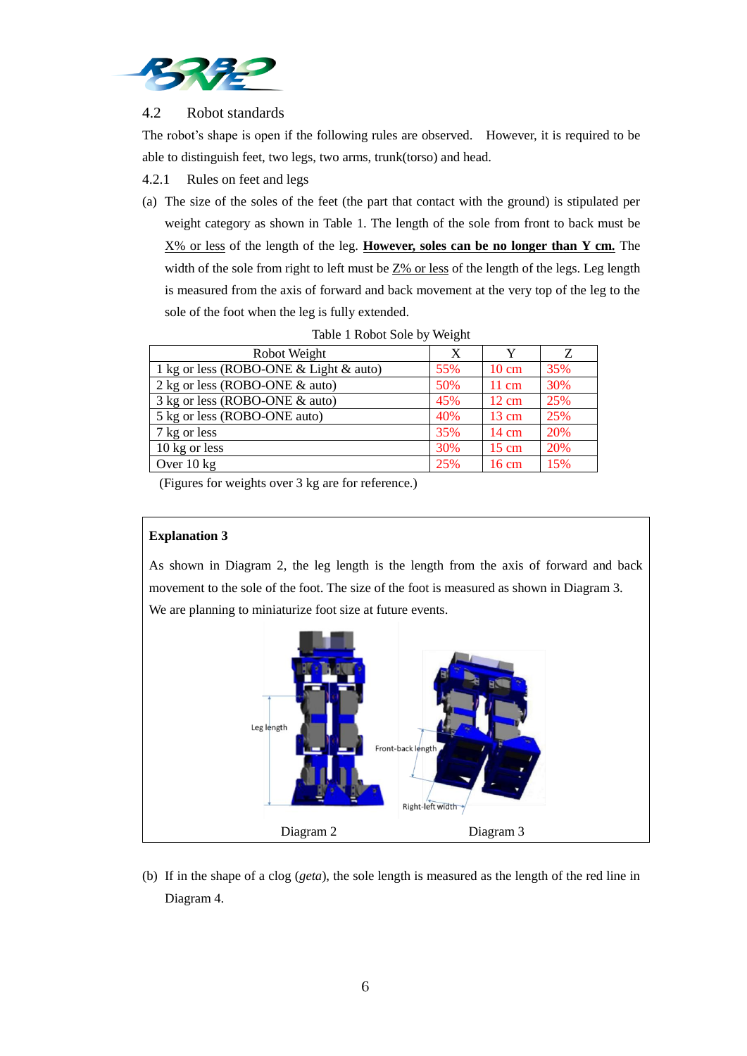## 4.2 Robot standards

The robot's shape is open if the following rules are observed. However, it is required to be able to distinguish feet, two legs, two arms, trunk(torso) and head.

### 4.2.1 Rules on feet and legs

(a) The size of the soles of the feet (the part that contact with the ground) is stipulated per weight category as shown in Table 1. The length of the sole from front to back must be X% or less of the length of the leg. **However, soles can be no longer than Y cm.** The width of the sole from right to left must be Z% or less of the length of the legs. Leg length is measured from the axis of forward and back movement at the very top of the leg to the sole of the foot when the leg is fully extended.

Table 1 Robot Sole by Weight

| Robot Weight | X | Y | Z |
|---|---|---|---|
| 1 kg or less (ROBO-ONE & Light & auto) | 55% | 10 cm | 35% |
| 2 kg or less (ROBO-ONE & auto) | 50% | 11 cm | 30% |
| 3 kg or less (ROBO-ONE & auto) | 45% | 12 cm | 25% |
| 5 kg or less (ROBO-ONE auto) | 40% | 13 cm | 25% |
| 7 kg or less | 35% | 14 cm | 20% |
| 10 kg or less | 30% | 15 cm | 20% |
| Over 10 kg | 25% | 16 cm | 15% |

(Figures for weights over 3 kg are for reference.)

**Explanation 3**

As shown in Diagram 2, the leg length is the length from the axis of forward and back movement to the sole of the foot. The size of the foot is measured as shown in Diagram 3. We are planning to miniaturize foot size at future events.

Diagram 2 Diagram 3

(b) If in the shape of a clog (*geta*), the sole length is measured as the length of the red line in Diagram 4.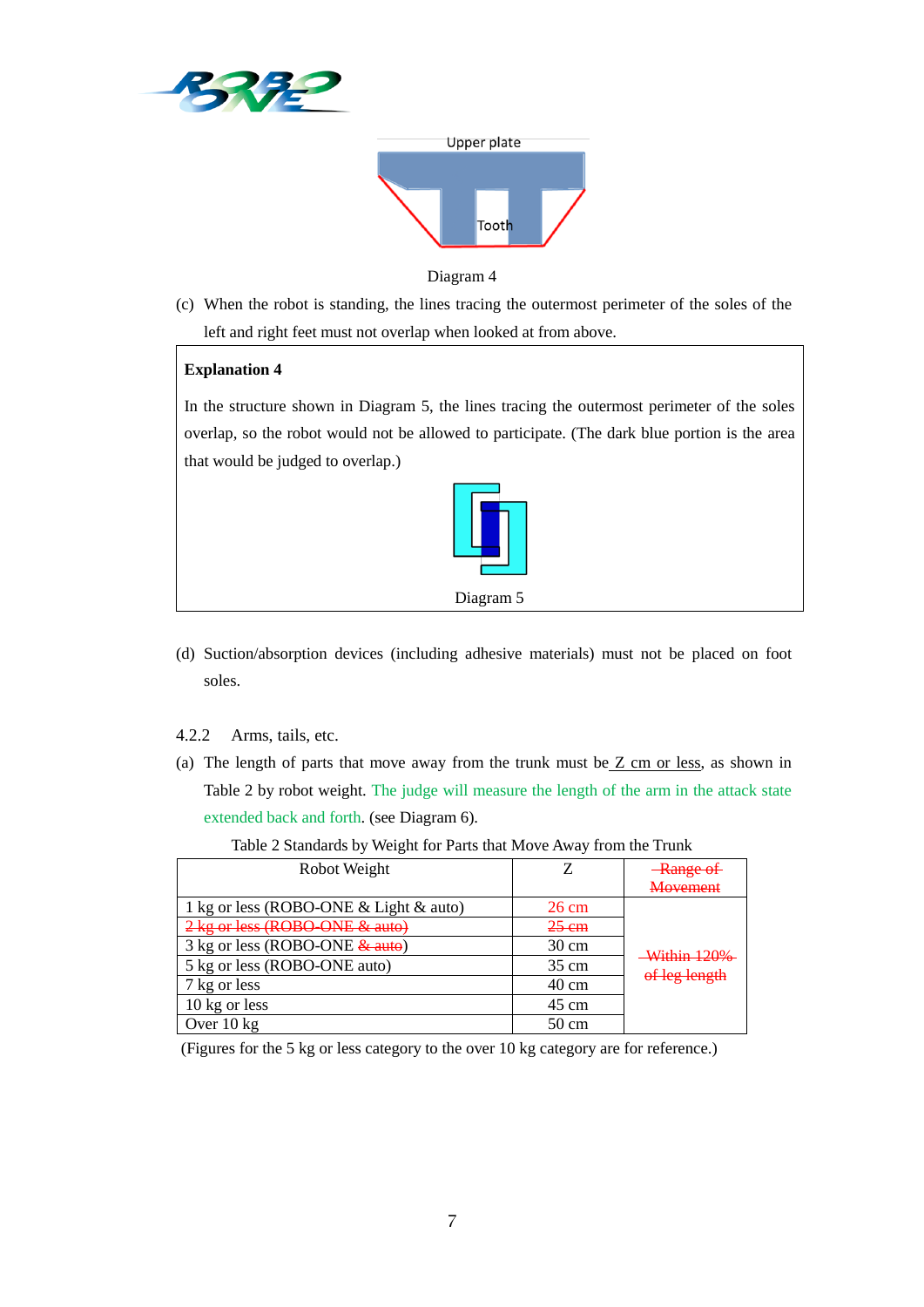Upper plate

Tooth

Diagram 4

(c) When the robot is standing, the lines tracing the outermost perimeter of the soles of the left and right feet must not overlap when looked at from above.

**Explanation 4**

In the structure shown in Diagram 5, the lines tracing the outermost perimeter of the soles overlap, so the robot would not be allowed to participate. (The dark blue portion is the area that would be judged to overlap.)

Diagram 5

(d) Suction/absorption devices (including adhesive materials) must not be placed on foot soles.

4.2.2 Arms, tails, etc.

(a) The length of parts that move away from the trunk must be Z cm or less, as shown in Table 2 by robot weight. The judge will measure the length of the arm in the attack state extended back and forth. (see Diagram 6).

Table 2 Standards by Weight for Parts that Move Away from the Trunk

| Robot Weight | Z | ~~Range of Movement~~ |
|---|---|---|
| 1 kg or less (ROBO-ONE & Light & auto) | 26 cm | ~~Within 120% of leg length~~ |
| ~~2 kg or less (ROBO-ONE & auto)~~ | ~~25 cm~~ | |
| 3 kg or less (ROBO-ONE ~~& auto~~) | 30 cm | |
| 5 kg or less (ROBO-ONE auto) | 35 cm | |
| 7 kg or less | 40 cm | |
| 10 kg or less | 45 cm | |
| Over 10 kg | 50 cm | |

(Figures for the 5 kg or less category to the over 10 kg category are for reference.)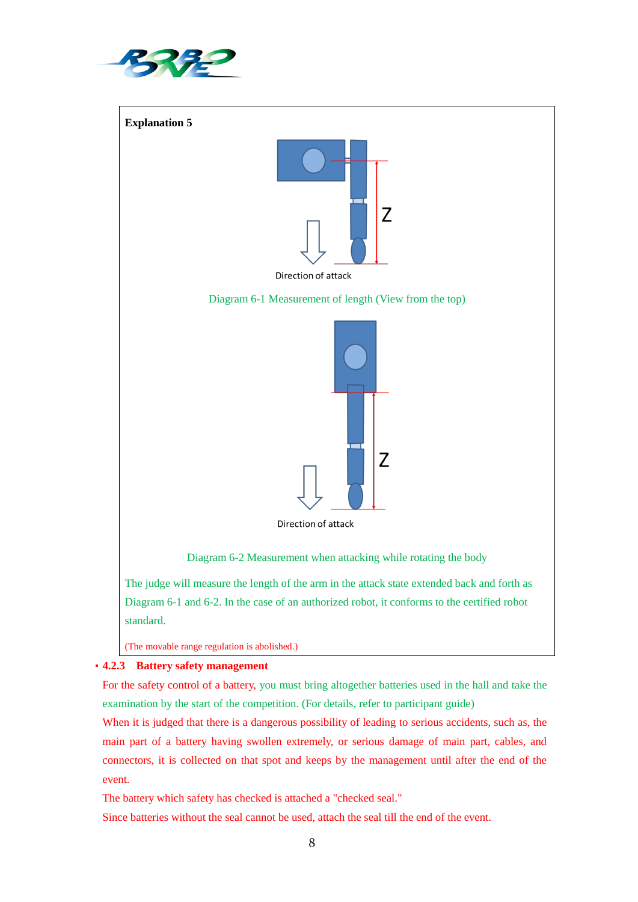**Explanation 5**

Direction of attack

Diagram 6-1 Measurement of length (View from the top)

Direction of attack

Diagram 6-2 Measurement when attacking while rotating the body

The judge will measure the length of the arm in the attack state extended back and forth as Diagram 6-1 and 6-2. In the case of an authorized robot, it conforms to the certified robot standard.

(The movable range regulation is abolished.)

### 4.2.3 Battery safety management

For the safety control of a battery, you must bring altogether batteries used in the hall and take the examination by the start of the competition. (For details, refer to participant guide)

When it is judged that there is a dangerous possibility of leading to serious accidents, such as, the main part of a battery having swollen extremely, or serious damage of main part, cables, and connectors, it is collected on that spot and keeps by the management until after the end of the event.

The battery which safety has checked is attached a "checked seal."

Since batteries without the seal cannot be used, attach the seal till the end of the event.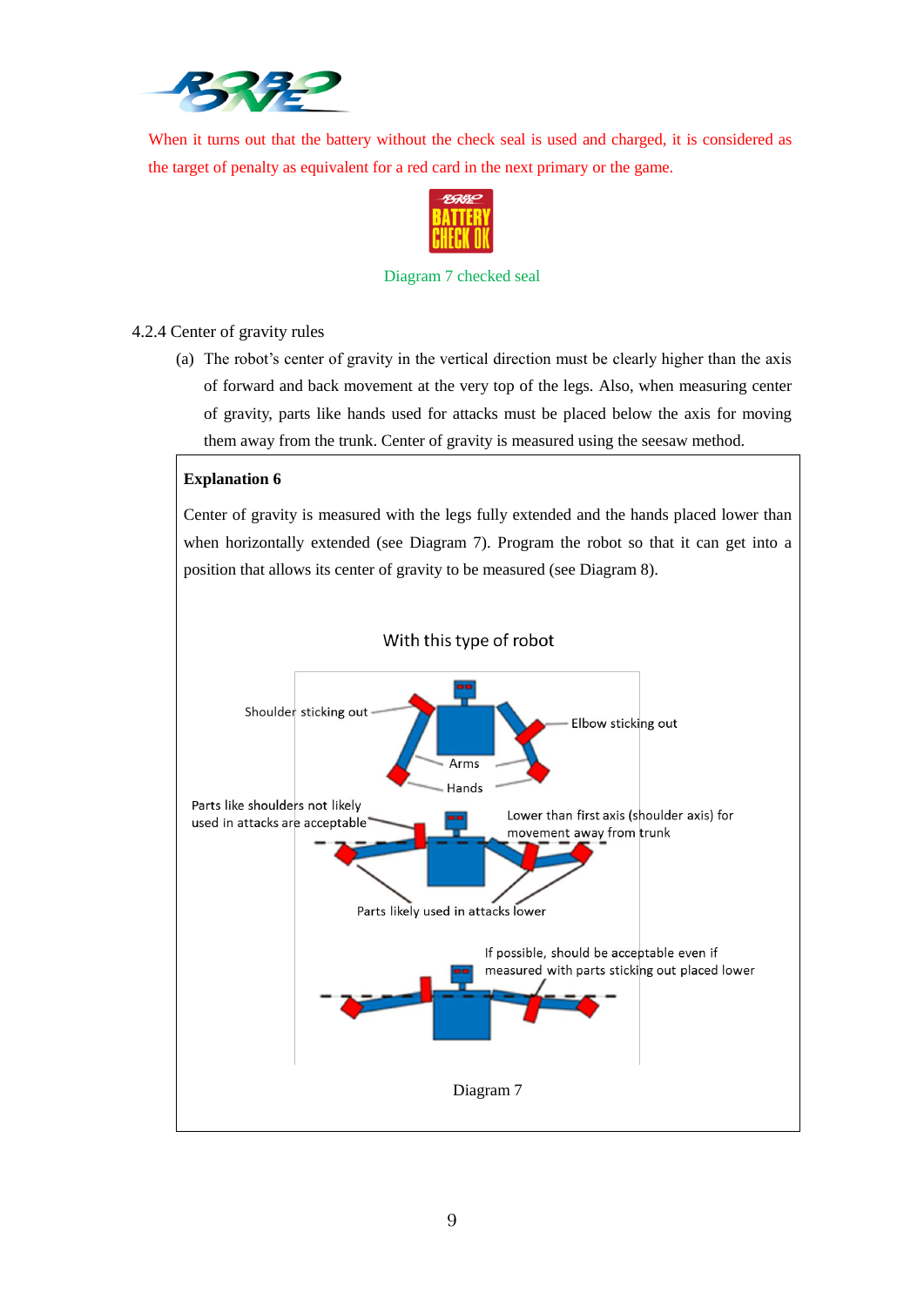When it turns out that the battery without the check seal is used and charged, it is considered as the target of penalty as equivalent for a red card in the next primary or the game.

Diagram 7 checked seal

4.2.4 Center of gravity rules

(a) The robot's center of gravity in the vertical direction must be clearly higher than the axis of forward and back movement at the very top of the legs. Also, when measuring center of gravity, parts like hands used for attacks must be placed below the axis for moving them away from the trunk. Center of gravity is measured using the seesaw method.

**Explanation 6**

Center of gravity is measured with the legs fully extended and the hands placed lower than when horizontally extended (see Diagram 7). Program the robot so that it can get into a position that allows its center of gravity to be measured (see Diagram 8).

With this type of robot

Shoulder sticking out

Elbow sticking out

Arms

Hands

Parts like shoulders not likely used in attacks are acceptable

Lower than first axis (shoulder axis) for movement away from trunk

Parts likely used in attacks lower

If possible, should be acceptable even if measured with parts sticking out placed lower

Diagram 7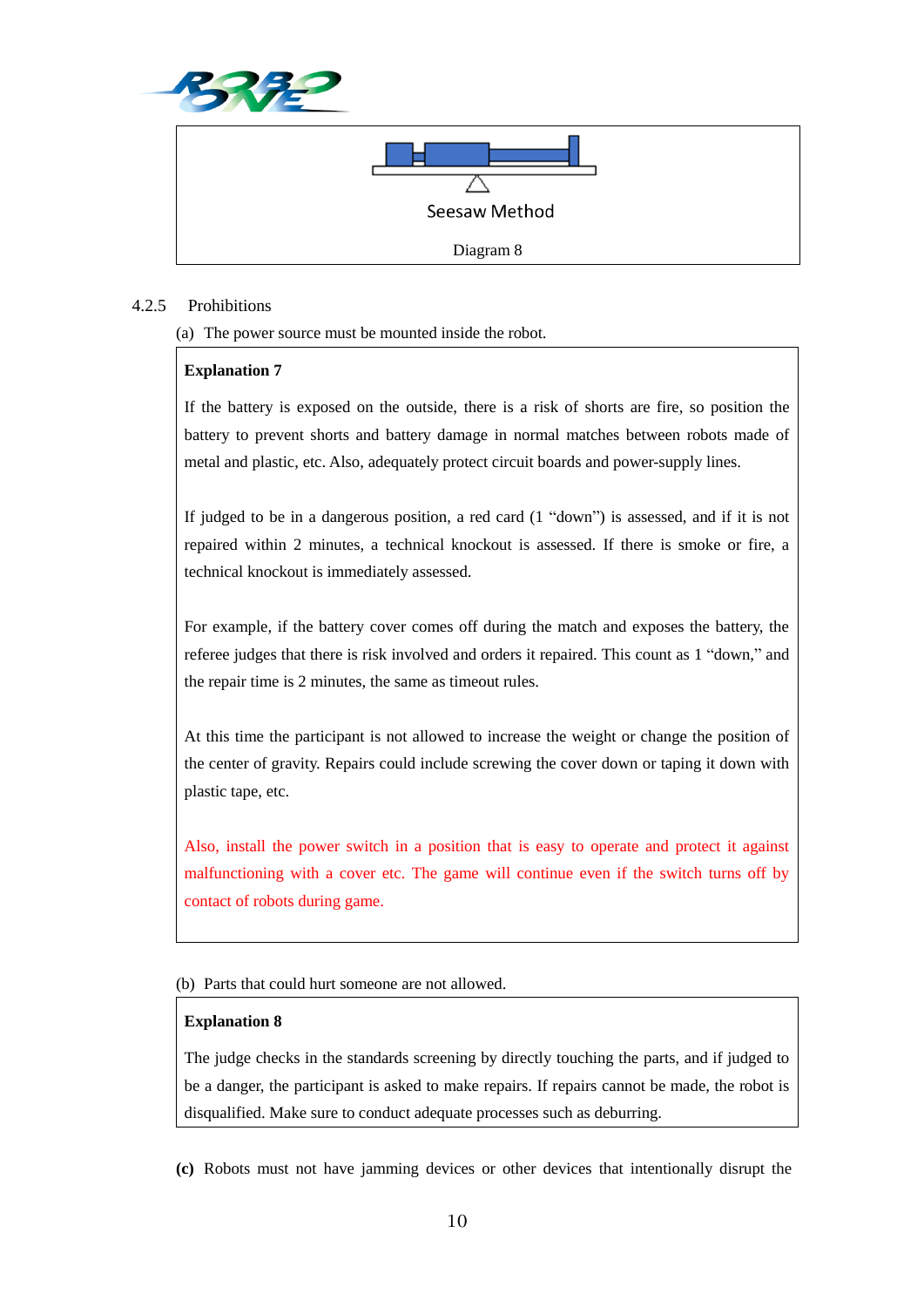Seesaw Method

Diagram 8

### 4.2.5 Prohibitions

(a) The power source must be mounted inside the robot.

**Explanation 7**

If the battery is exposed on the outside, there is a risk of shorts are fire, so position the battery to prevent shorts and battery damage in normal matches between robots made of metal and plastic, etc. Also, adequately protect circuit boards and power-supply lines.

If judged to be in a dangerous position, a red card (1 "down") is assessed, and if it is not repaired within 2 minutes, a technical knockout is assessed. If there is smoke or fire, a technical knockout is immediately assessed.

For example, if the battery cover comes off during the match and exposes the battery, the referee judges that there is risk involved and orders it repaired. This count as 1 "down," and the repair time is 2 minutes, the same as timeout rules.

At this time the participant is not allowed to increase the weight or change the position of the center of gravity. Repairs could include screwing the cover down or taping it down with plastic tape, etc.

Also, install the power switch in a position that is easy to operate and protect it against malfunctioning with a cover etc. The game will continue even if the switch turns off by contact of robots during game.

(b) Parts that could hurt someone are not allowed.

**Explanation 8**

The judge checks in the standards screening by directly touching the parts, and if judged to be a danger, the participant is asked to make repairs. If repairs cannot be made, the robot is disqualified. Make sure to conduct adequate processes such as deburring.

**(c)** Robots must not have jamming devices or other devices that intentionally disrupt the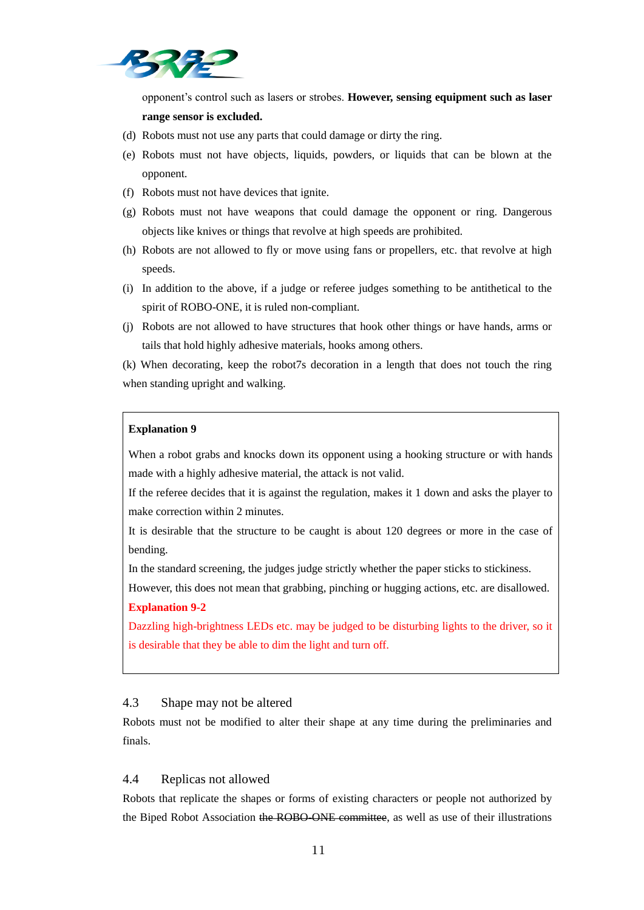opponent's control such as lasers or strobes. **However, sensing equipment such as laser range sensor is excluded.**

(d) Robots must not use any parts that could damage or dirty the ring.

(e) Robots must not have objects, liquids, powders, or liquids that can be blown at the opponent.

(f) Robots must not have devices that ignite.

(g) Robots must not have weapons that could damage the opponent or ring. Dangerous objects like knives or things that revolve at high speeds are prohibited.

(h) Robots are not allowed to fly or move using fans or propellers, etc. that revolve at high speeds.

(i) In addition to the above, if a judge or referee judges something to be antithetical to the spirit of ROBO-ONE, it is ruled non-compliant.

(j) Robots are not allowed to have structures that hook other things or have hands, arms or tails that hold highly adhesive materials, hooks among others.

(k) When decorating, keep the robot7s decoration in a length that does not touch the ring when standing upright and walking.

**Explanation 9**

When a robot grabs and knocks down its opponent using a hooking structure or with hands made with a highly adhesive material, the attack is not valid.

If the referee decides that it is against the regulation, makes it 1 down and asks the player to make correction within 2 minutes.

It is desirable that the structure to be caught is about 120 degrees or more in the case of bending.

In the standard screening, the judges judge strictly whether the paper sticks to stickiness.

However, this does not mean that grabbing, pinching or hugging actions, etc. are disallowed.

**Explanation 9-2**

Dazzling high-brightness LEDs etc. may be judged to be disturbing lights to the driver, so it is desirable that they be able to dim the light and turn off.

## 4.3 Shape may not be altered

Robots must not be modified to alter their shape at any time during the preliminaries and finals.

## 4.4 Replicas not allowed

Robots that replicate the shapes or forms of existing characters or people not authorized by the Biped Robot Association ~~the ROBO-ONE committee~~, as well as use of their illustrations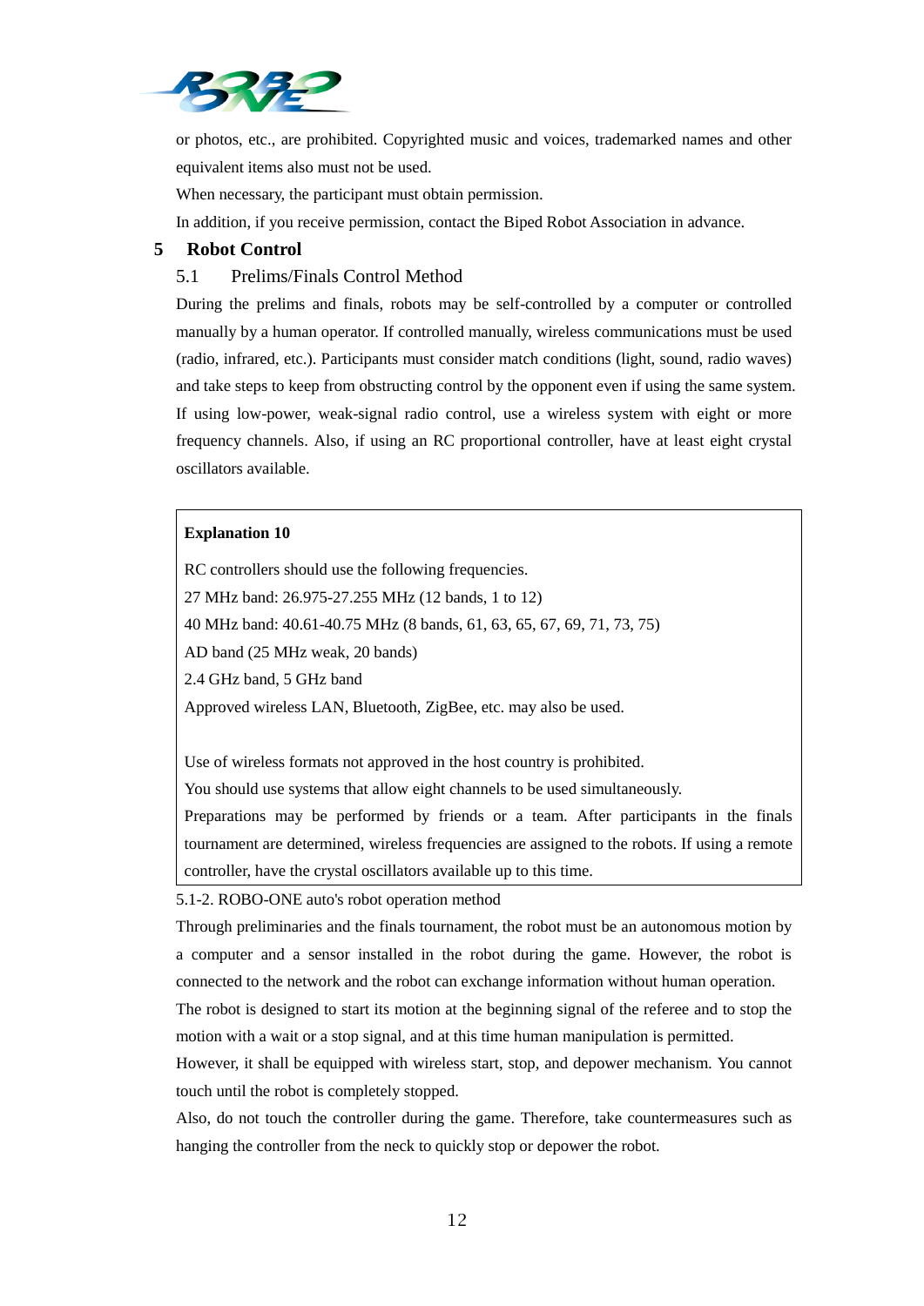or photos, etc., are prohibited. Copyrighted music and voices, trademarked names and other equivalent items also must not be used.

When necessary, the participant must obtain permission.

In addition, if you receive permission, contact the Biped Robot Association in advance.

# 5 Robot Control

## 5.1 Prelims/Finals Control Method

During the prelims and finals, robots may be self-controlled by a computer or controlled manually by a human operator. If controlled manually, wireless communications must be used (radio, infrared, etc.). Participants must consider match conditions (light, sound, radio waves) and take steps to keep from obstructing control by the opponent even if using the same system. If using low-power, weak-signal radio control, use a wireless system with eight or more frequency channels. Also, if using an RC proportional controller, have at least eight crystal oscillators available.

**Explanation 10**

RC controllers should use the following frequencies.

27 MHz band: 26.975-27.255 MHz (12 bands, 1 to 12)

40 MHz band: 40.61-40.75 MHz (8 bands, 61, 63, 65, 67, 69, 71, 73, 75)

AD band (25 MHz weak, 20 bands)

2.4 GHz band, 5 GHz band

Approved wireless LAN, Bluetooth, ZigBee, etc. may also be used.

Use of wireless formats not approved in the host country is prohibited.

You should use systems that allow eight channels to be used simultaneously.

Preparations may be performed by friends or a team. After participants in the finals tournament are determined, wireless frequencies are assigned to the robots. If using a remote controller, have the crystal oscillators available up to this time.

5.1-2. ROBO-ONE auto's robot operation method

Through preliminaries and the finals tournament, the robot must be an autonomous motion by a computer and a sensor installed in the robot during the game. However, the robot is connected to the network and the robot can exchange information without human operation.

The robot is designed to start its motion at the beginning signal of the referee and to stop the motion with a wait or a stop signal, and at this time human manipulation is permitted.

However, it shall be equipped with wireless start, stop, and depower mechanism. You cannot touch until the robot is completely stopped.

Also, do not touch the controller during the game. Therefore, take countermeasures such as hanging the controller from the neck to quickly stop or depower the robot.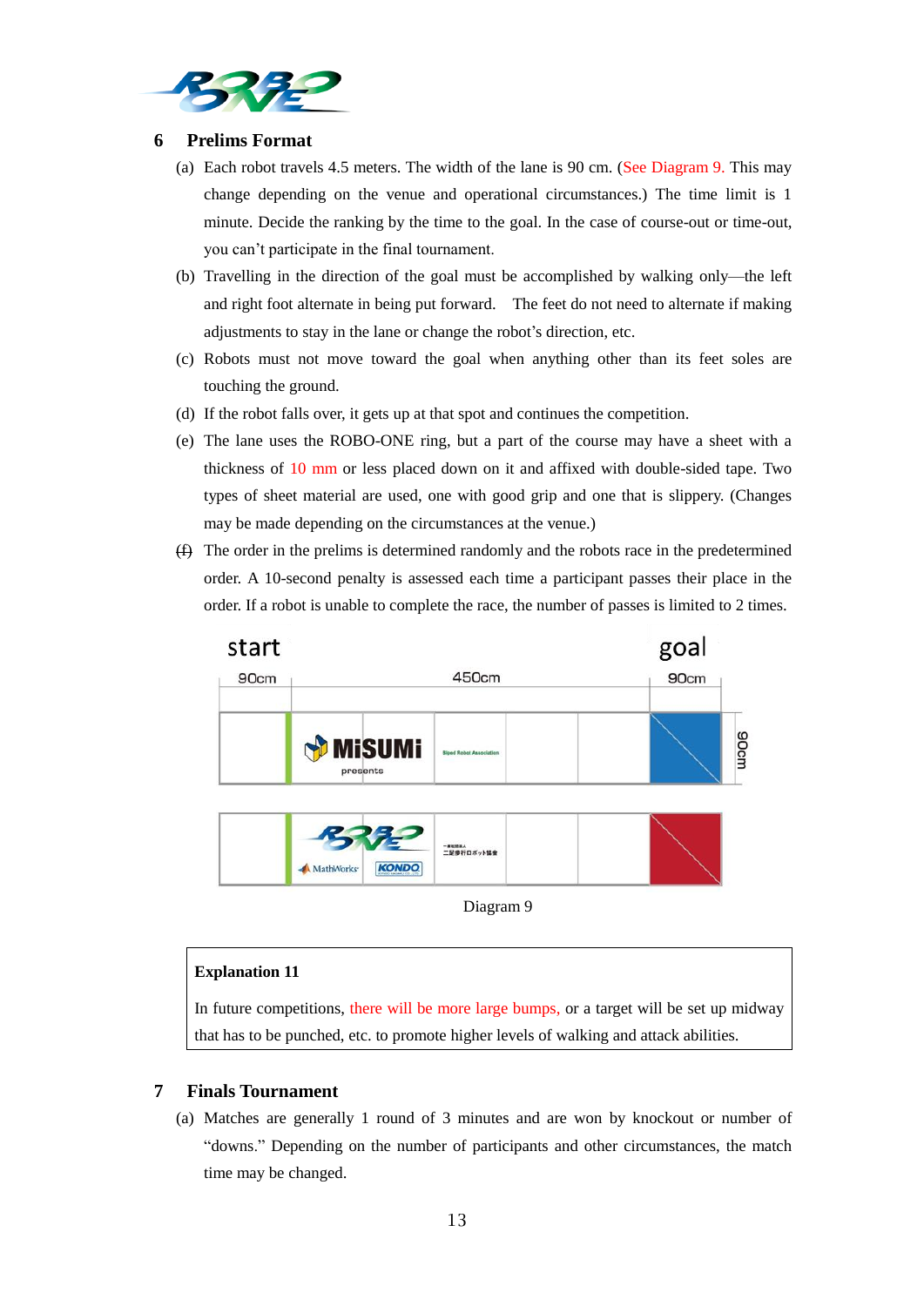## 6 Prelims Format

(a) Each robot travels 4.5 meters. The width of the lane is 90 cm. (See Diagram 9. This may change depending on the venue and operational circumstances.) The time limit is 1 minute. Decide the ranking by the time to the goal. In the case of course-out or time-out, you can't participate in the final tournament.

(b) Travelling in the direction of the goal must be accomplished by walking only—the left and right foot alternate in being put forward. The feet do not need to alternate if making adjustments to stay in the lane or change the robot's direction, etc.

(c) Robots must not move toward the goal when anything other than its feet soles are touching the ground.

(d) If the robot falls over, it gets up at that spot and continues the competition.

(e) The lane uses the ROBO-ONE ring, but a part of the course may have a sheet with a thickness of 10 mm or less placed down on it and affixed with double-sided tape. Two types of sheet material are used, one with good grip and one that is slippery. (Changes may be made depending on the circumstances at the venue.)

~~(f)~~ The order in the prelims is determined randomly and the robots race in the predetermined order. A 10-second penalty is assessed each time a participant passes their place in the order. If a robot is unable to complete the race, the number of passes is limited to 2 times.

Diagram 9

> **Explanation 11**
>
> In future competitions, there will be more large bumps, or a target will be set up midway that has to be punched, etc. to promote higher levels of walking and attack abilities.

## 7 Finals Tournament

(a) Matches are generally 1 round of 3 minutes and are won by knockout or number of "downs." Depending on the number of participants and other circumstances, the match time may be changed.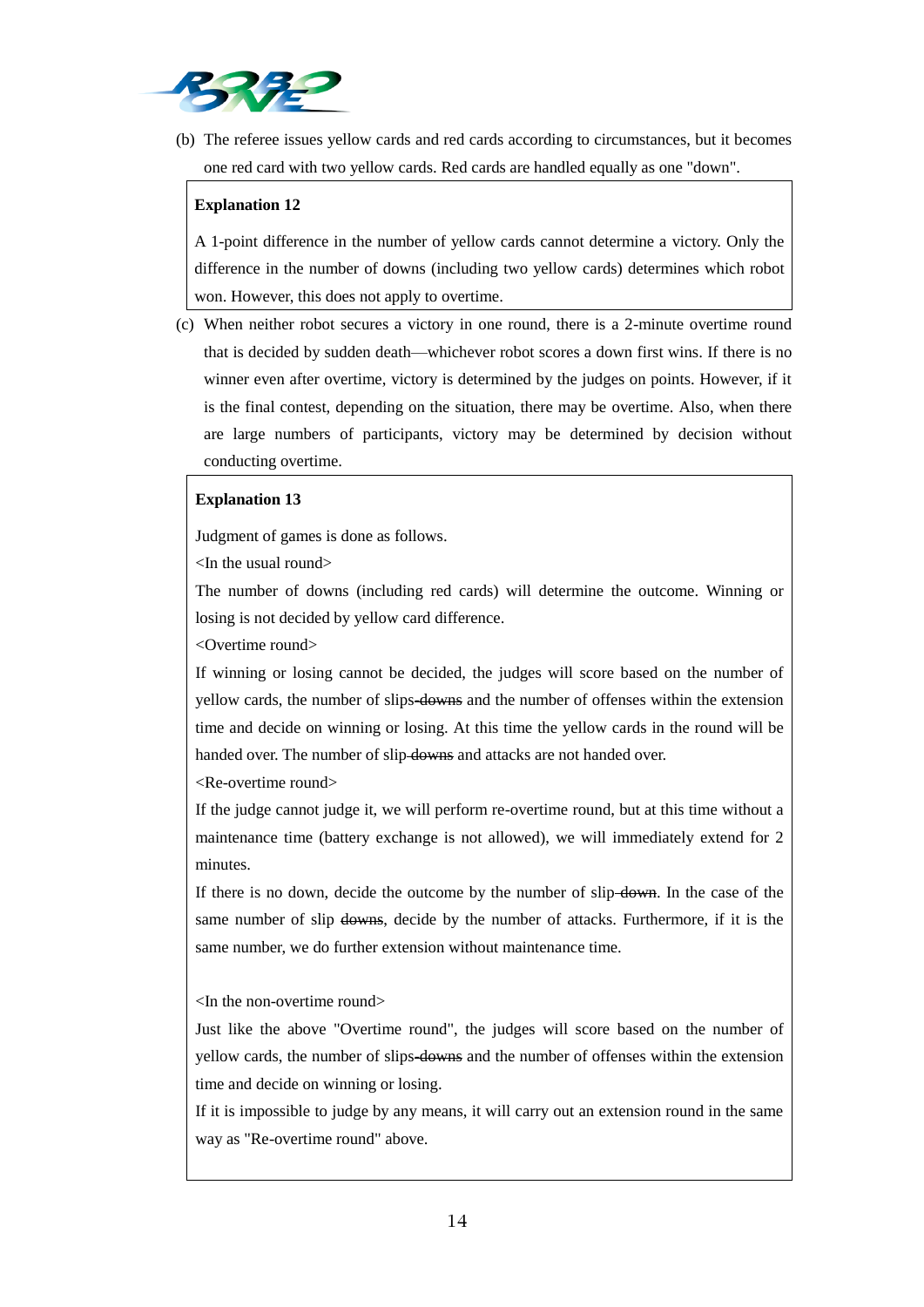(b) The referee issues yellow cards and red cards according to circumstances, but it becomes one red card with two yellow cards. Red cards are handled equally as one "down".

> **Explanation 12**
>
> A 1-point difference in the number of yellow cards cannot determine a victory. Only the difference in the number of downs (including two yellow cards) determines which robot won. However, this does not apply to overtime.

(c) When neither robot secures a victory in one round, there is a 2-minute overtime round that is decided by sudden death—whichever robot scores a down first wins. If there is no winner even after overtime, victory is determined by the judges on points. However, if it is the final contest, depending on the situation, there may be overtime. Also, when there are large numbers of participants, victory may be determined by decision without conducting overtime.

> **Explanation 13**
>
> Judgment of games is done as follows.
>
> <In the usual round>
>
> The number of downs (including red cards) will determine the outcome. Winning or losing is not decided by yellow card difference.
>
> <Overtime round>
>
> If winning or losing cannot be decided, the judges will score based on the number of yellow cards, the number of slips~~-downs~~ and the number of offenses within the extension time and decide on winning or losing. At this time the yellow cards in the round will be handed over. The number of slip~~-downs~~ and attacks are not handed over.
>
> <Re-overtime round>
>
> If the judge cannot judge it, we will perform re-overtime round, but at this time without a maintenance time (battery exchange is not allowed), we will immediately extend for 2 minutes.
>
> If there is no down, decide the outcome by the number of slip~~-down~~. In the case of the same number of slip ~~downs~~, decide by the number of attacks. Furthermore, if it is the same number, we do further extension without maintenance time.
>
> <In the non-overtime round>
>
> Just like the above "Overtime round", the judges will score based on the number of yellow cards, the number of slips~~-downs~~ and the number of offenses within the extension time and decide on winning or losing.
>
> If it is impossible to judge by any means, it will carry out an extension round in the same way as "Re-overtime round" above.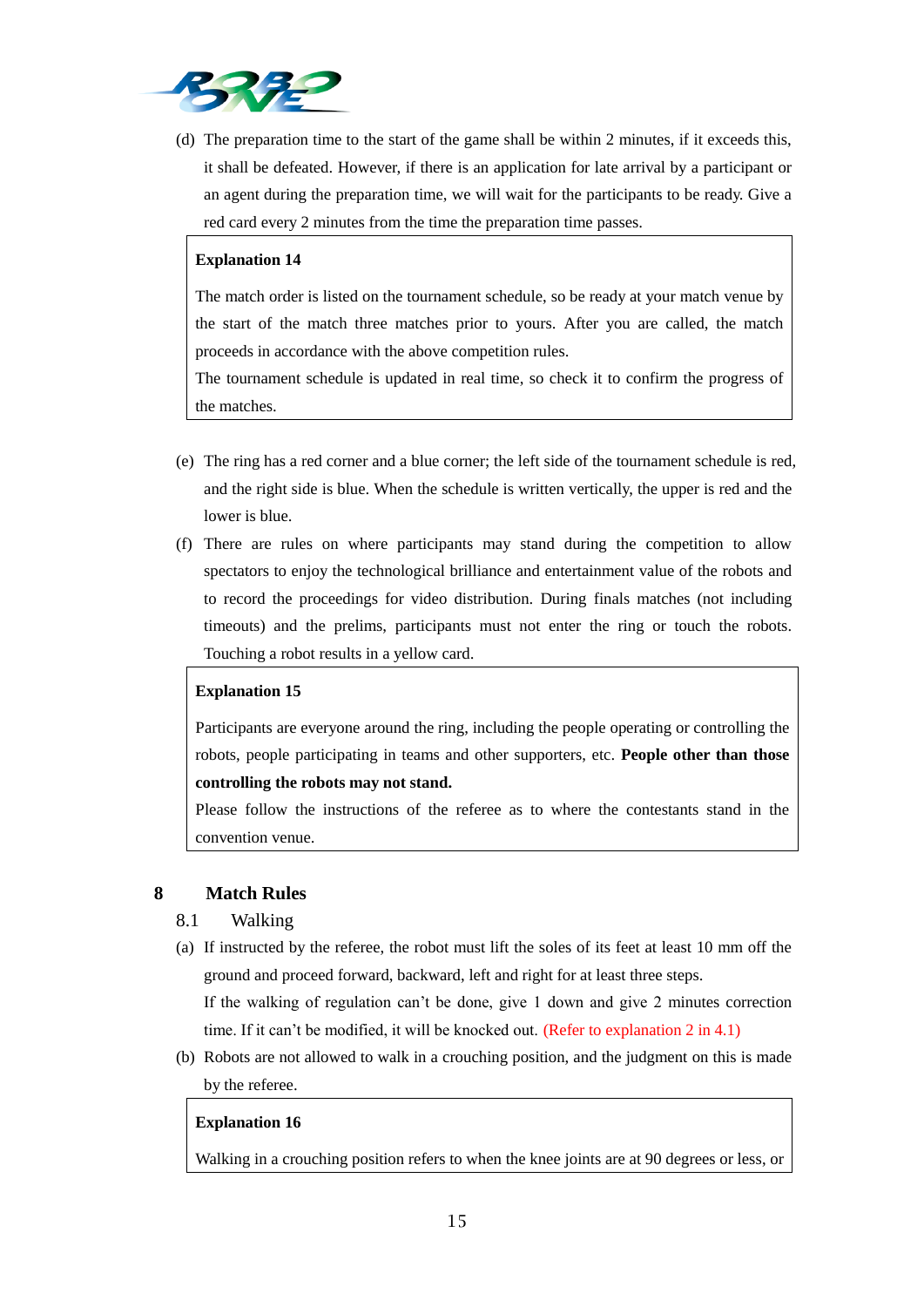(d) The preparation time to the start of the game shall be within 2 minutes, if it exceeds this, it shall be defeated. However, if there is an application for late arrival by a participant or an agent during the preparation time, we will wait for the participants to be ready. Give a red card every 2 minutes from the time the preparation time passes.

> **Explanation 14**
>
> The match order is listed on the tournament schedule, so be ready at your match venue by the start of the match three matches prior to yours. After you are called, the match proceeds in accordance with the above competition rules.
> The tournament schedule is updated in real time, so check it to confirm the progress of the matches.

(e) The ring has a red corner and a blue corner; the left side of the tournament schedule is red, and the right side is blue. When the schedule is written vertically, the upper is red and the lower is blue.

(f) There are rules on where participants may stand during the competition to allow spectators to enjoy the technological brilliance and entertainment value of the robots and to record the proceedings for video distribution. During finals matches (not including timeouts) and the prelims, participants must not enter the ring or touch the robots. Touching a robot results in a yellow card.

> **Explanation 15**
>
> Participants are everyone around the ring, including the people operating or controlling the robots, people participating in teams and other supporters, etc. **People other than those controlling the robots may not stand.**
> Please follow the instructions of the referee as to where the contestants stand in the convention venue.

## 8 Match Rules

### 8.1 Walking

(a) If instructed by the referee, the robot must lift the soles of its feet at least 10 mm off the ground and proceed forward, backward, left and right for at least three steps.
If the walking of regulation can't be done, give 1 down and give 2 minutes correction time. If it can't be modified, it will be knocked out. (Refer to explanation 2 in 4.1)

(b) Robots are not allowed to walk in a crouching position, and the judgment on this is made by the referee.

> **Explanation 16**
>
> Walking in a crouching position refers to when the knee joints are at 90 degrees or less, or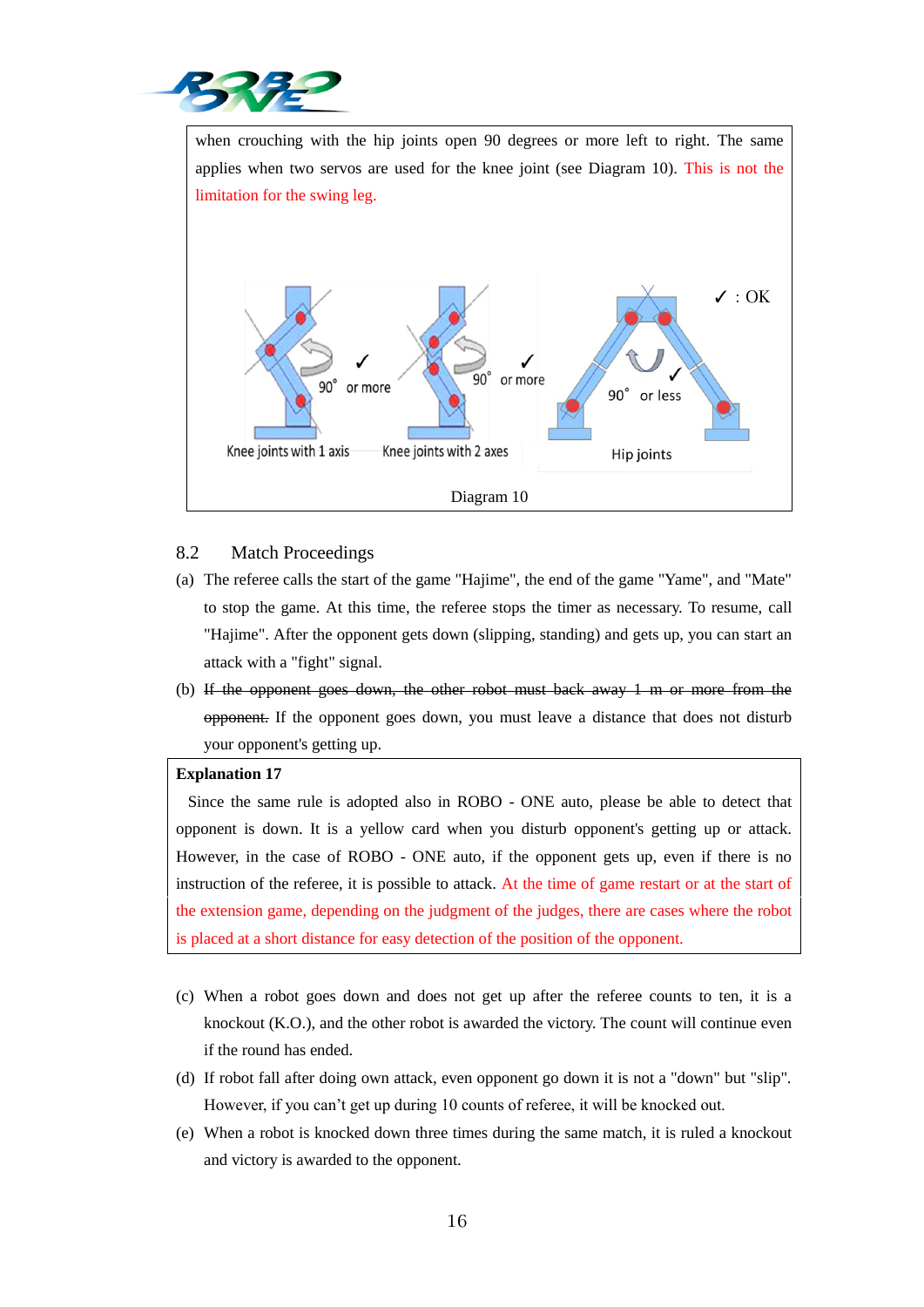when crouching with the hip joints open 90 degrees or more left to right. The same applies when two servos are used for the knee joint (see Diagram 10). This is not the limitation for the swing leg.

✓ : OK

90° or more ✓ — Knee joints with 1 axis

90° or more ✓ — Knee joints with 2 axes

90° or less ✓ — Hip joints

Diagram 10

## 8.2 Match Proceedings

(a) The referee calls the start of the game "Hajime", the end of the game "Yame", and "Mate" to stop the game. At this time, the referee stops the timer as necessary. To resume, call "Hajime". After the opponent gets down (slipping, standing) and gets up, you can start an attack with a "fight" signal.

(b) ~~If the opponent goes down, the other robot must back away 1 m or more from the opponent.~~ If the opponent goes down, you must leave a distance that does not disturb your opponent's getting up.

**Explanation 17**

Since the same rule is adopted also in ROBO - ONE auto, please be able to detect that opponent is down. It is a yellow card when you disturb opponent's getting up or attack. However, in the case of ROBO - ONE auto, if the opponent gets up, even if there is no instruction of the referee, it is possible to attack. At the time of game restart or at the start of the extension game, depending on the judgment of the judges, there are cases where the robot is placed at a short distance for easy detection of the position of the opponent.

(c) When a robot goes down and does not get up after the referee counts to ten, it is a knockout (K.O.), and the other robot is awarded the victory. The count will continue even if the round has ended.

(d) If robot fall after doing own attack, even opponent go down it is not a "down" but "slip". However, if you can't get up during 10 counts of referee, it will be knocked out.

(e) When a robot is knocked down three times during the same match, it is ruled a knockout and victory is awarded to the opponent.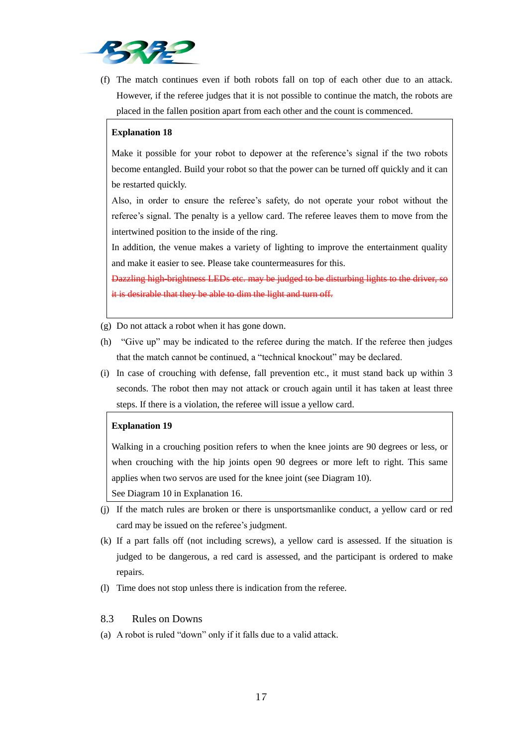(f) The match continues even if both robots fall on top of each other due to an attack. However, if the referee judges that it is not possible to continue the match, the robots are placed in the fallen position apart from each other and the count is commenced.

> **Explanation 18**
>
> Make it possible for your robot to depower at the reference's signal if the two robots become entangled. Build your robot so that the power can be turned off quickly and it can be restarted quickly.
>
> Also, in order to ensure the referee's safety, do not operate your robot without the referee's signal. The penalty is a yellow card. The referee leaves them to move from the intertwined position to the inside of the ring.
>
> In addition, the venue makes a variety of lighting to improve the entertainment quality and make it easier to see. Please take countermeasures for this.
>
> ~~Dazzling high-brightness LEDs etc. may be judged to be disturbing lights to the driver, so it is desirable that they be able to dim the light and turn off.~~

(g) Do not attack a robot when it has gone down.

(h) "Give up" may be indicated to the referee during the match. If the referee then judges that the match cannot be continued, a "technical knockout" may be declared.

(i) In case of crouching with defense, fall prevention etc., it must stand back up within 3 seconds. The robot then may not attack or crouch again until it has taken at least three steps. If there is a violation, the referee will issue a yellow card.

> **Explanation 19**
>
> Walking in a crouching position refers to when the knee joints are 90 degrees or less, or when crouching with the hip joints open 90 degrees or more left to right. This same applies when two servos are used for the knee joint (see Diagram 10).
>
> See Diagram 10 in Explanation 16.

(j) If the match rules are broken or there is unsportsmanlike conduct, a yellow card or red card may be issued on the referee's judgment.

(k) If a part falls off (not including screws), a yellow card is assessed. If the situation is judged to be dangerous, a red card is assessed, and the participant is ordered to make repairs.

(l) Time does not stop unless there is indication from the referee.

## 8.3 Rules on Downs

(a) A robot is ruled "down" only if it falls due to a valid attack.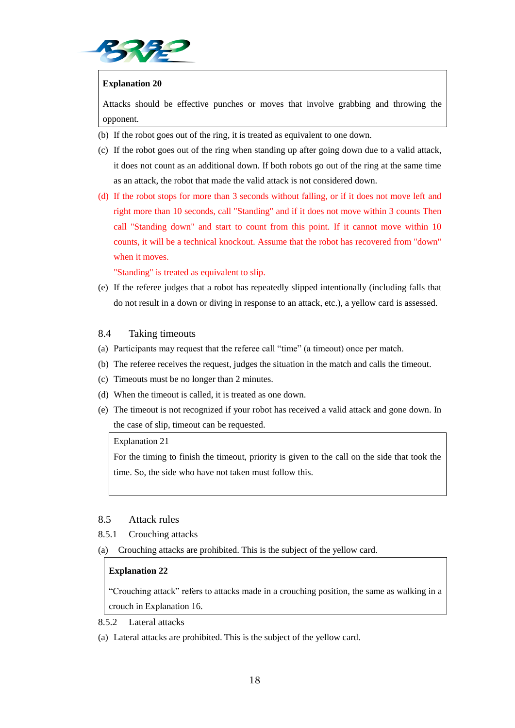**Explanation 20**

Attacks should be effective punches or moves that involve grabbing and throwing the opponent.

(b) If the robot goes out of the ring, it is treated as equivalent to one down.

(c) If the robot goes out of the ring when standing up after going down due to a valid attack, it does not count as an additional down. If both robots go out of the ring at the same time as an attack, the robot that made the valid attack is not considered down.

(d) If the robot stops for more than 3 seconds without falling, or if it does not move left and right more than 10 seconds, call "Standing" and if it does not move within 3 counts Then call "Standing down" and start to count from this point. If it cannot move within 10 counts, it will be a technical knockout. Assume that the robot has recovered from "down" when it moves.

"Standing" is treated as equivalent to slip.

(e) If the referee judges that a robot has repeatedly slipped intentionally (including falls that do not result in a down or diving in response to an attack, etc.), a yellow card is assessed.

## 8.4 Taking timeouts

(a) Participants may request that the referee call "time" (a timeout) once per match.

(b) The referee receives the request, judges the situation in the match and calls the timeout.

(c) Timeouts must be no longer than 2 minutes.

(d) When the timeout is called, it is treated as one down.

(e) The timeout is not recognized if your robot has received a valid attack and gone down. In the case of slip, timeout can be requested.

Explanation 21

For the timing to finish the timeout, priority is given to the call on the side that took the time. So, the side who have not taken must follow this.

## 8.5 Attack rules

### 8.5.1 Crouching attacks

(a) Crouching attacks are prohibited. This is the subject of the yellow card.

**Explanation 22**

"Crouching attack" refers to attacks made in a crouching position, the same as walking in a crouch in Explanation 16.

### 8.5.2 Lateral attacks

(a) Lateral attacks are prohibited. This is the subject of the yellow card.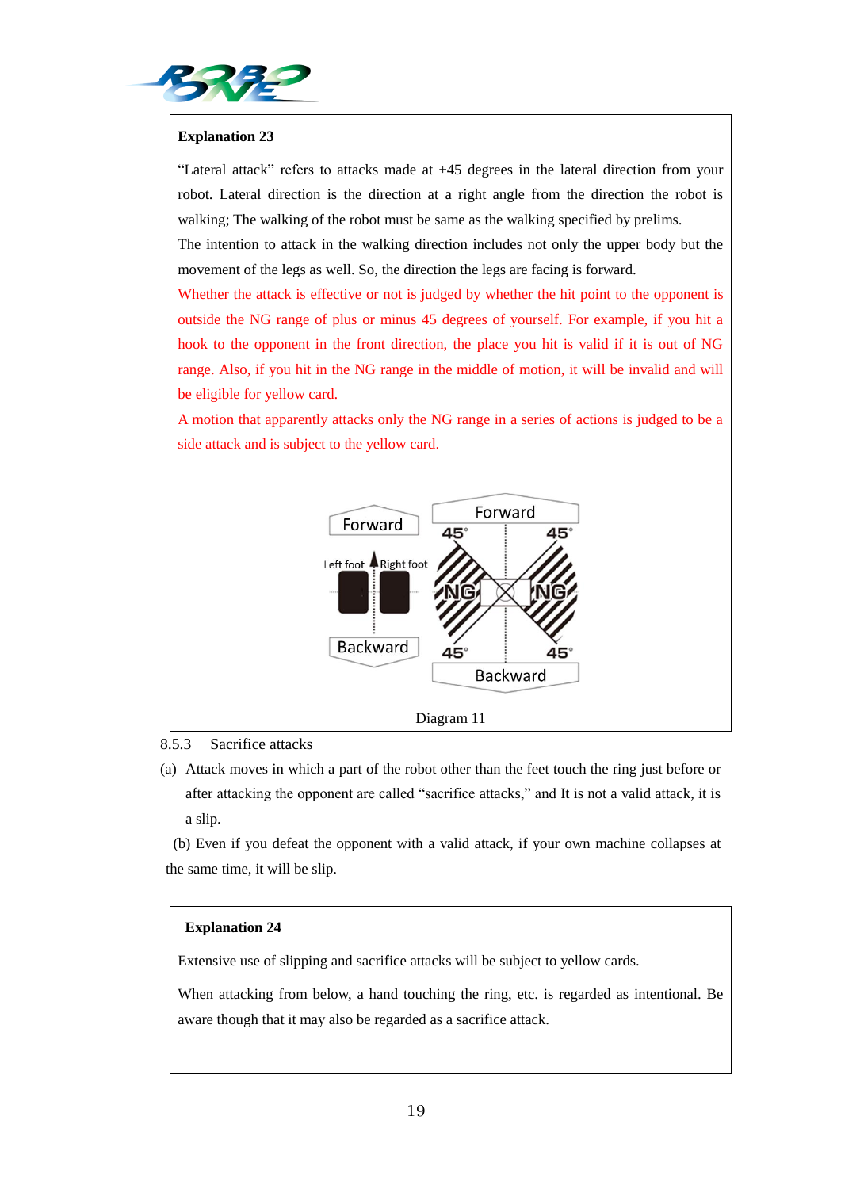**Explanation 23**

"Lateral attack" refers to attacks made at ±45 degrees in the lateral direction from your robot. Lateral direction is the direction at a right angle from the direction the robot is walking; The walking of the robot must be same as the walking specified by prelims.

The intention to attack in the walking direction includes not only the upper body but the movement of the legs as well. So, the direction the legs are facing is forward.

Whether the attack is effective or not is judged by whether the hit point to the opponent is outside the NG range of plus or minus 45 degrees of yourself. For example, if you hit a hook to the opponent in the front direction, the place you hit is valid if it is out of NG range. Also, if you hit in the NG range in the middle of motion, it will be invalid and will be eligible for yellow card.

A motion that apparently attacks only the NG range in a series of actions is judged to be a side attack and is subject to the yellow card.

Diagram 11

8.5.3 Sacrifice attacks

(a) Attack moves in which a part of the robot other than the feet touch the ring just before or after attacking the opponent are called "sacrifice attacks," and It is not a valid attack, it is a slip.

(b) Even if you defeat the opponent with a valid attack, if your own machine collapses at the same time, it will be slip.

**Explanation 24**

Extensive use of slipping and sacrifice attacks will be subject to yellow cards.

When attacking from below, a hand touching the ring, etc. is regarded as intentional. Be aware though that it may also be regarded as a sacrifice attack.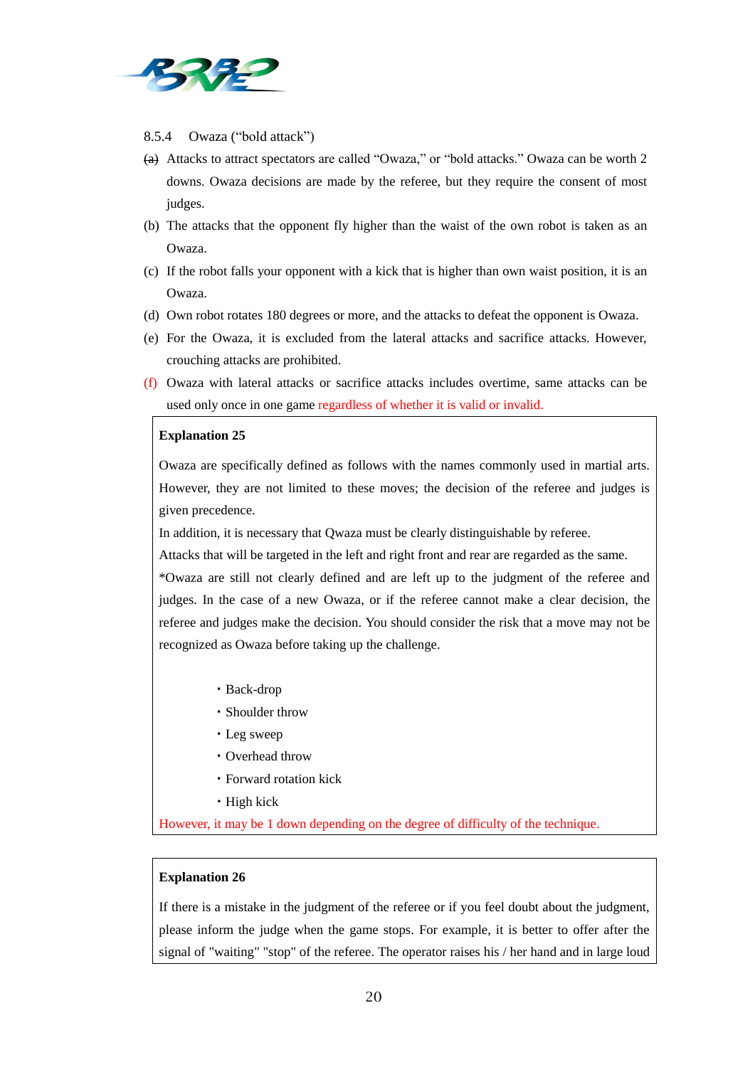8.5.4 Owaza ("bold attack")

(a) Attacks to attract spectators are called "Owaza," or "bold attacks." Owaza can be worth 2 downs. Owaza decisions are made by the referee, but they require the consent of most judges.

(b) The attacks that the opponent fly higher than the waist of the own robot is taken as an Owaza.

(c) If the robot falls your opponent with a kick that is higher than own waist position, it is an Owaza.

(d) Own robot rotates 180 degrees or more, and the attacks to defeat the opponent is Owaza.

(e) For the Owaza, it is excluded from the lateral attacks and sacrifice attacks. However, crouching attacks are prohibited.

(f) Owaza with lateral attacks or sacrifice attacks includes overtime, same attacks can be used only once in one game regardless of whether it is valid or invalid.

> **Explanation 25**
>
> Owaza are specifically defined as follows with the names commonly used in martial arts. However, they are not limited to these moves; the decision of the referee and judges is given precedence.
> In addition, it is necessary that Qwaza must be clearly distinguishable by referee.
> Attacks that will be targeted in the left and right front and rear are regarded as the same.
> *Owaza are still not clearly defined and are left up to the judgment of the referee and judges. In the case of a new Owaza, or if the referee cannot make a clear decision, the referee and judges make the decision. You should consider the risk that a move may not be recognized as Owaza before taking up the challenge.
>
> ・Back-drop
> ・Shoulder throw
> ・Leg sweep
> ・Overhead throw
> ・Forward rotation kick
> ・High kick
>
> However, it may be 1 down depending on the degree of difficulty of the technique.

> **Explanation 26**
>
> If there is a mistake in the judgment of the referee or if you feel doubt about the judgment, please inform the judge when the game stops. For example, it is better to offer after the signal of "waiting" "stop" of the referee. The operator raises his / her hand and in large loud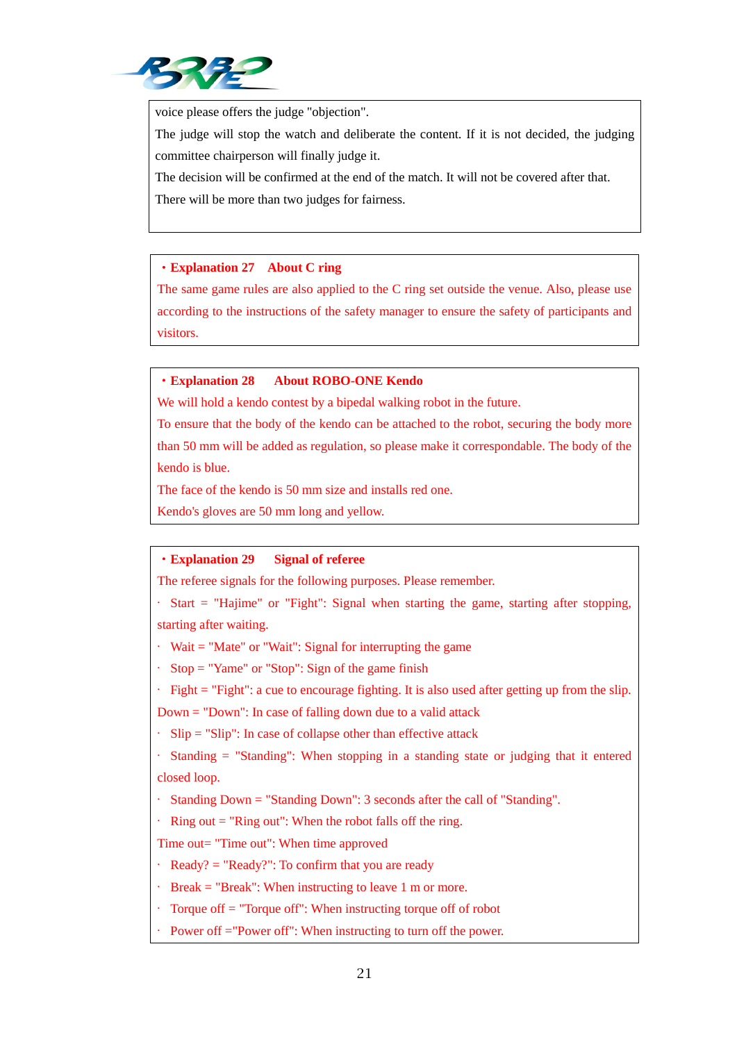voice please offers the judge "objection".

The judge will stop the watch and deliberate the content. If it is not decided, the judging committee chairperson will finally judge it.

The decision will be confirmed at the end of the match. It will not be covered after that.

There will be more than two judges for fairness.

**・Explanation 27　About C ring**

The same game rules are also applied to the C ring set outside the venue. Also, please use according to the instructions of the safety manager to ensure the safety of participants and visitors.

**・Explanation 28　About ROBO-ONE Kendo**

We will hold a kendo contest by a bipedal walking robot in the future.

To ensure that the body of the kendo can be attached to the robot, securing the body more than 50 mm will be added as regulation, so please make it correspondable. The body of the kendo is blue.

The face of the kendo is 50 mm size and installs red one.

Kendo's gloves are 50 mm long and yellow.

**・Explanation 29　Signal of referee**

The referee signals for the following purposes. Please remember.

- Start = "Hajime" or "Fight": Signal when starting the game, starting after stopping, starting after waiting.
- Wait = "Mate" or "Wait": Signal for interrupting the game
- Stop = "Yame" or "Stop": Sign of the game finish
- Fight = "Fight": a cue to encourage fighting. It is also used after getting up from the slip.

Down = "Down": In case of falling down due to a valid attack

- Slip = "Slip": In case of collapse other than effective attack
- Standing = "Standing": When stopping in a standing state or judging that it entered closed loop.
- Standing Down = "Standing Down": 3 seconds after the call of "Standing".
- Ring out = "Ring out": When the robot falls off the ring.

Time out= "Time out": When time approved

- Ready? = "Ready?": To confirm that you are ready
- Break = "Break": When instructing to leave 1 m or more.
- Torque off = "Torque off": When instructing torque off of robot
- Power off ="Power off": When instructing to turn off the power.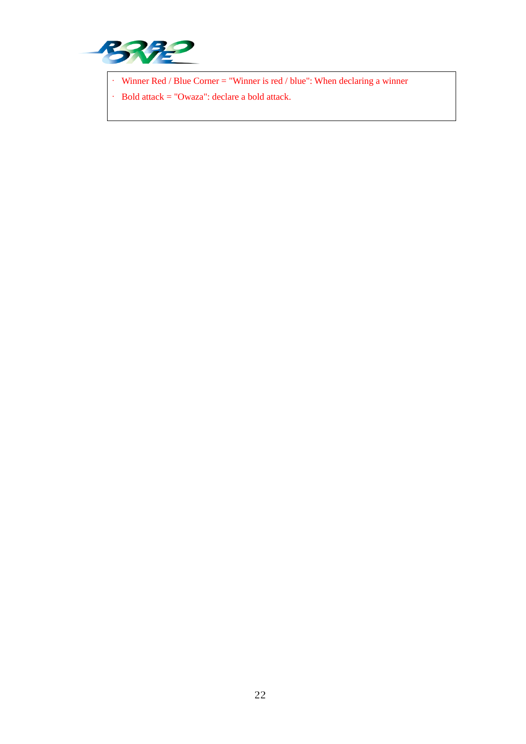- Winner Red / Blue Corner = "Winner is red / blue": When declaring a winner
- Bold attack = "Owaza": declare a bold attack.